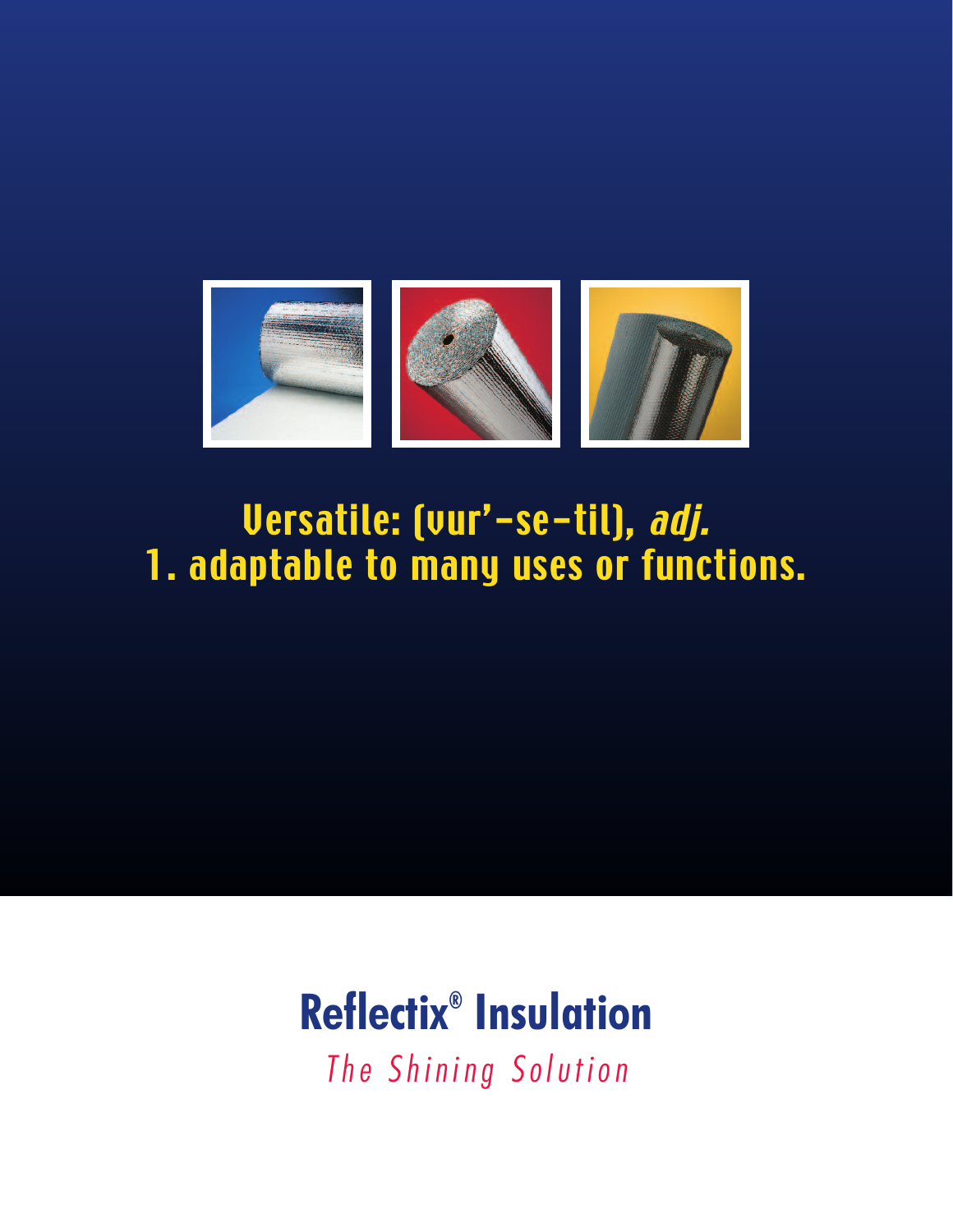Versatile: (vur'-se-til), *adj.*
1. adaptable to many uses or functions.

# Reflectix® Insulation

*The Shining Solution*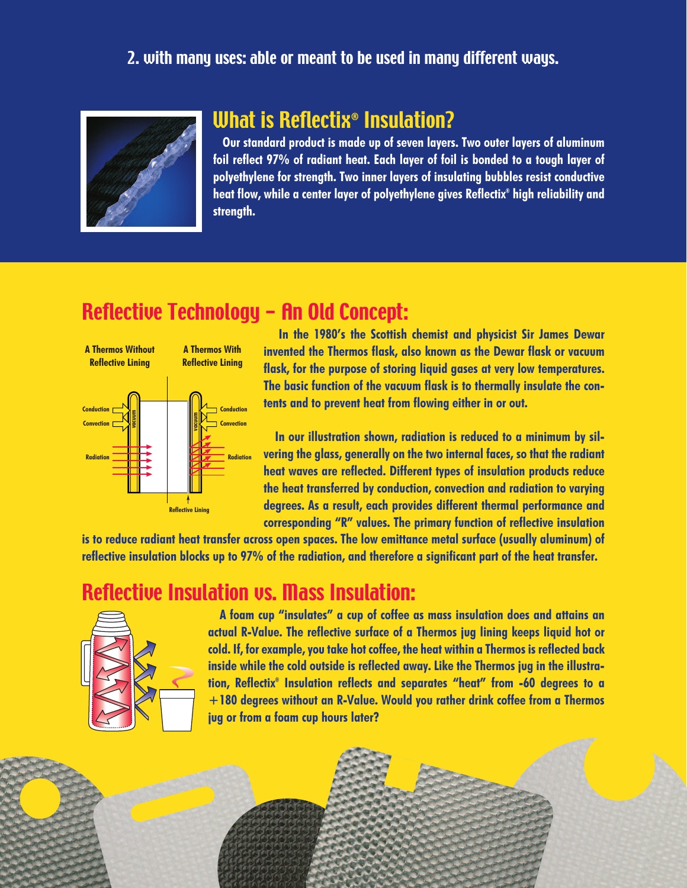2. with many uses: able or meant to be used in many different ways.

## What is Reflectix® Insulation?

**Our standard product is made up of seven layers. Two outer layers of aluminum foil reflect 97% of radiant heat. Each layer of foil is bonded to a tough layer of polyethylene for strength. Two inner layers of insulating bubbles resist conductive heat flow, while a center layer of polyethylene gives Reflectix® high reliability and strength.**

## Reflective Technology – An Old Concept:

A Thermos Without Reflective Lining

A Thermos With Reflective Lining

Conduction
Convection
Radiation
Vacuum
Reflective Lining

**In the 1980's the Scottish chemist and physicist Sir James Dewar invented the Thermos flask, also known as the Dewar flask or vacuum flask, for the purpose of storing liquid gases at very low temperatures. The basic function of the vacuum flask is to thermally insulate the contents and to prevent heat from flowing either in or out.**

**In our illustration shown, radiation is reduced to a minimum by silvering the glass, generally on the two internal faces, so that the radiant heat waves are reflected. Different types of insulation products reduce the heat transferred by conduction, convection and radiation to varying degrees. As a result, each provides different thermal performance and corresponding "R" values. The primary function of reflective insulation is to reduce radiant heat transfer across open spaces. The low emittance metal surface (usually aluminum) of reflective insulation blocks up to 97% of the radiation, and therefore a significant part of the heat transfer.**

## Reflective Insulation vs. Mass Insulation:

**A foam cup "insulates" a cup of coffee as mass insulation does and attains an actual R-Value. The reflective surface of a Thermos jug lining keeps liquid hot or cold. If, for example, you take hot coffee, the heat within a Thermos is reflected back inside while the cold outside is reflected away. Like the Thermos jug in the illustration, Reflectix® Insulation reflects and separates "heat" from -60 degrees to a +180 degrees without an R-Value. Would you rather drink coffee from a Thermos jug or from a foam cup hours later?**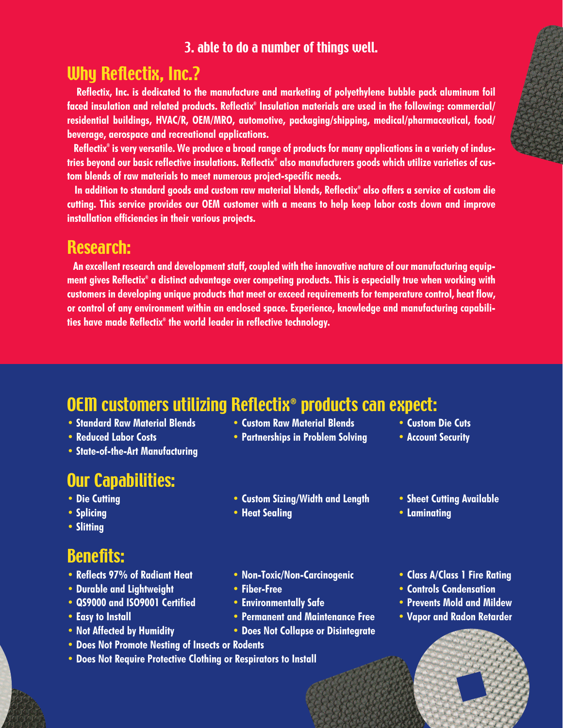3. able to do a number of things well.

## Why Reflectix, Inc.?

Reflectix, Inc. is dedicated to the manufacture and marketing of polyethylene bubble pack aluminum foil faced insulation and related products. Reflectix® Insulation materials are used in the following: commercial/residential buildings, HVAC/R, OEM/MRO, automotive, packaging/shipping, medical/pharmaceutical, food/beverage, aerospace and recreational applications.

Reflectix® is very versatile. We produce a broad range of products for many applications in a variety of industries beyond our basic reflective insulations. Reflectix® also manufacturers goods which utilize varieties of custom blends of raw materials to meet numerous project-specific needs.

In addition to standard goods and custom raw material blends, Reflectix® also offers a service of custom die cutting. This service provides our OEM customer with a means to help keep labor costs down and improve installation efficiencies in their various projects.

## Research:

An excellent research and development staff, coupled with the innovative nature of our manufacturing equipment gives Reflectix® a distinct advantage over competing products. This is especially true when working with customers in developing unique products that meet or exceed requirements for temperature control, heat flow, or control of any environment within an enclosed space. Experience, knowledge and manufacturing capabilities have made Reflectix® the world leader in reflective technology.

## OEM customers utilizing Reflectix® products can expect:

- Standard Raw Material Blends
- Reduced Labor Costs
- State-of-the-Art Manufacturing
- Custom Raw Material Blends
- Partnerships in Problem Solving
- Custom Die Cuts
- Account Security

## Our Capabilities:

- Die Cutting
- Splicing
- Slitting
- Custom Sizing/Width and Length
- Heat Sealing
- Sheet Cutting Available
- Laminating

## Benefits:

- Reflects 97% of Radiant Heat
- Durable and Lightweight
- QS9000 and ISO9001 Certified
- Easy to Install
- Not Affected by Humidity
- Non-Toxic/Non-Carcinogenic
- Fiber-Free
- Environmentally Safe
- Permanent and Maintenance Free
- Does Not Collapse or Disintegrate
- Class A/Class 1 Fire Rating
- Controls Condensation
- Prevents Mold and Mildew
- Vapor and Radon Retarder
- Does Not Promote Nesting of Insects or Rodents
- Does Not Require Protective Clothing or Respirators to Install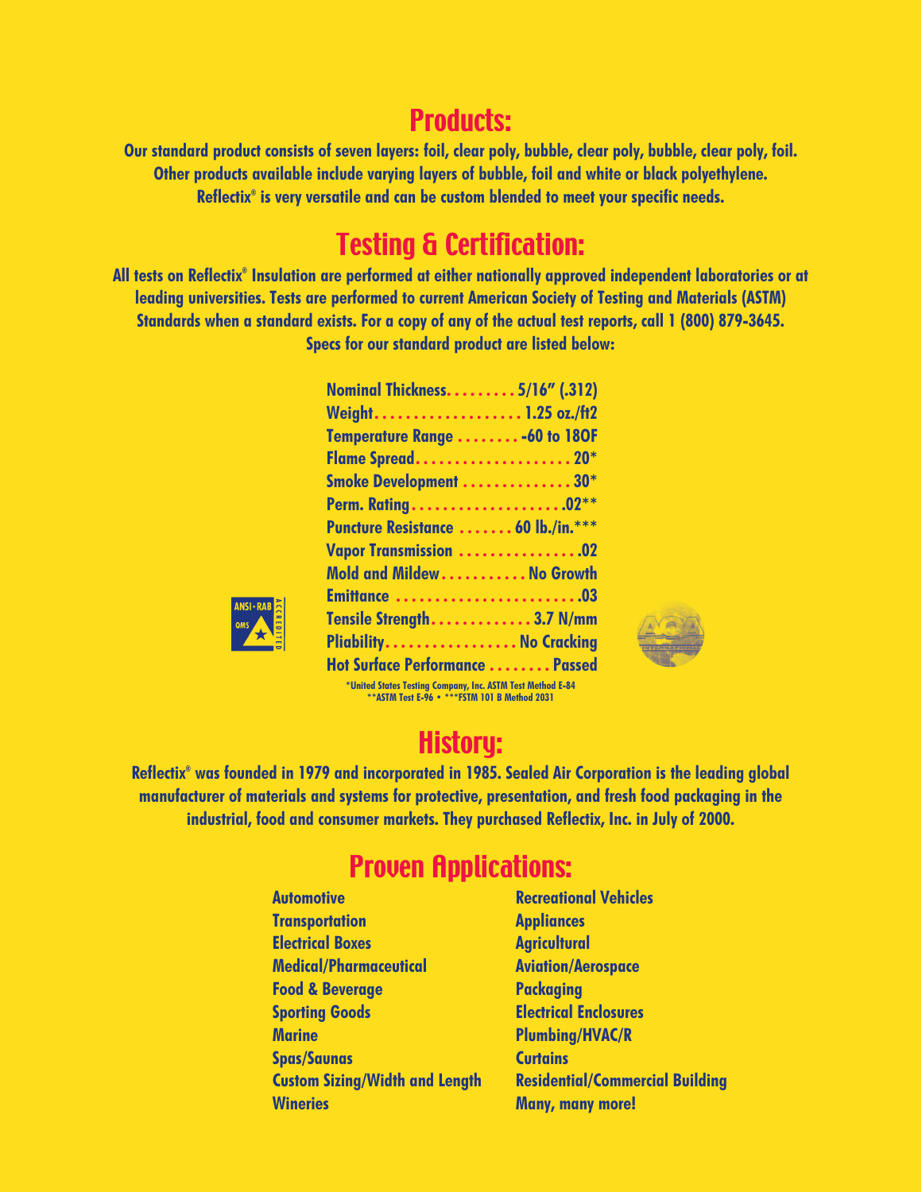## Products:

Our standard product consists of seven layers: foil, clear poly, bubble, clear poly, bubble, clear poly, foil. Other products available include varying layers of bubble, foil and white or black polyethylene. Reflectix® is very versatile and can be custom blended to meet your specific needs.

## Testing & Certification:

All tests on Reflectix® Insulation are performed at either nationally approved independent laboratories or at leading universities. Tests are performed to current American Society of Testing and Materials (ASTM) Standards when a standard exists. For a copy of any of the actual test reports, call 1 (800) 879-3645. Specs for our standard product are listed below:

| | |
|---|---|
| Nominal Thickness | 5/16" (.312) |
| Weight | 1.25 oz./ft2 |
| Temperature Range | -60 to 180F |
| Flame Spread | 20* |
| Smoke Development | 30* |
| Perm. Rating | .02** |
| Puncture Resistance | 60 lb./in.*** |
| Vapor Transmission | .02 |
| Mold and Mildew | No Growth |
| Emittance | .03 |
| Tensile Strength | 3.7 N/mm |
| Pliability | No Cracking |
| Hot Surface Performance | Passed |

*United States Testing Company, Inc. ASTM Test Method E-84
**ASTM Test E-96 • ***FSTM 101 B Method 2031

ANSI-RAB QMS ACCREDITED

## History:

Reflectix® was founded in 1979 and incorporated in 1985. Sealed Air Corporation is the leading global manufacturer of materials and systems for protective, presentation, and fresh food packaging in the industrial, food and consumer markets. They purchased Reflectix, Inc. in July of 2000.

## Proven Applications:

- Automotive
- Transportation
- Electrical Boxes
- Medical/Pharmaceutical
- Food & Beverage
- Sporting Goods
- Marine
- Spas/Saunas
- Custom Sizing/Width and Length
- Wineries
- Recreational Vehicles
- Appliances
- Agricultural
- Aviation/Aerospace
- Packaging
- Electrical Enclosures
- Plumbing/HVAC/R
- Curtains
- Residential/Commercial Building
- Many, many more!